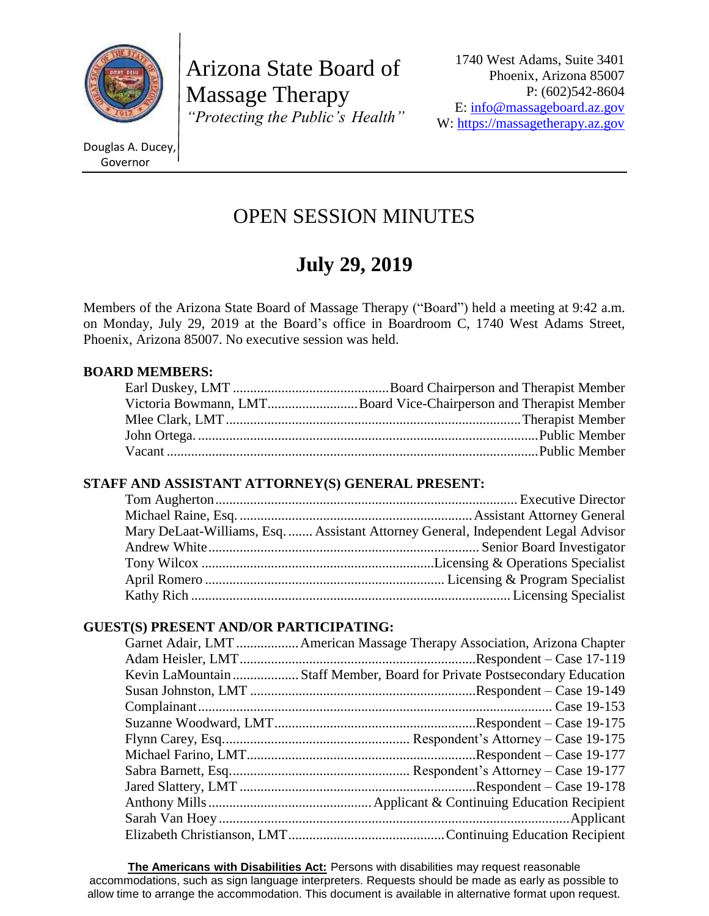Arizona State Board of Massage Therapy

*"Protecting the Public's Health"*

Douglas A. Ducey, Governor

1740 West Adams, Suite 3401
Phoenix, Arizona 85007
P: (602)542-8604
E: info@massageboard.az.gov
W: https://massagetherapy.az.gov

# OPEN SESSION MINUTES

## July 29, 2019

Members of the Arizona State Board of Massage Therapy ("Board") held a meeting at 9:42 a.m. on Monday, July 29, 2019 at the Board's office in Boardroom C, 1740 West Adams Street, Phoenix, Arizona 85007. No executive session was held.

**BOARD MEMBERS:**

| | |
|---|---|
| Earl Duskey, LMT | Board Chairperson and Therapist Member |
| Victoria Bowmann, LMT | Board Vice-Chairperson and Therapist Member |
| Mlee Clark, LMT | Therapist Member |
| John Ortega. | Public Member |
| Vacant | Public Member |

**STAFF AND ASSISTANT ATTORNEY(S) GENERAL PRESENT:**

| | |
|---|---|
| Tom Augherton | Executive Director |
| Michael Raine, Esq. | Assistant Attorney General |
| Mary DeLaat-Williams, Esq. | Assistant Attorney General, Independent Legal Advisor |
| Andrew White | Senior Board Investigator |
| Tony Wilcox | Licensing & Operations Specialist |
| April Romero | Licensing & Program Specialist |
| Kathy Rich | Licensing Specialist |

**GUEST(S) PRESENT AND/OR PARTICIPATING:**

| | |
|---|---|
| Garnet Adair, LMT | American Massage Therapy Association, Arizona Chapter |
| Adam Heisler, LMT | Respondent – Case 17-119 |
| Kevin LaMountain | Staff Member, Board for Private Postsecondary Education |
| Susan Johnston, LMT | Respondent – Case 19-149 |
| Complainant | Case 19-153 |
| Suzanne Woodward, LMT | Respondent – Case 19-175 |
| Flynn Carey, Esq. | Respondent's Attorney – Case 19-175 |
| Michael Farino, LMT | Respondent – Case 19-177 |
| Sabra Barnett, Esq. | Respondent's Attorney – Case 19-177 |
| Jared Slattery, LMT | Respondent – Case 19-178 |
| Anthony Mills | Applicant & Continuing Education Recipient |
| Sarah Van Hoey | Applicant |
| Elizabeth Christianson, LMT | Continuing Education Recipient |

**The Americans with Disabilities Act:** Persons with disabilities may request reasonable accommodations, such as sign language interpreters. Requests should be made as early as possible to allow time to arrange the accommodation. This document is available in alternative format upon request.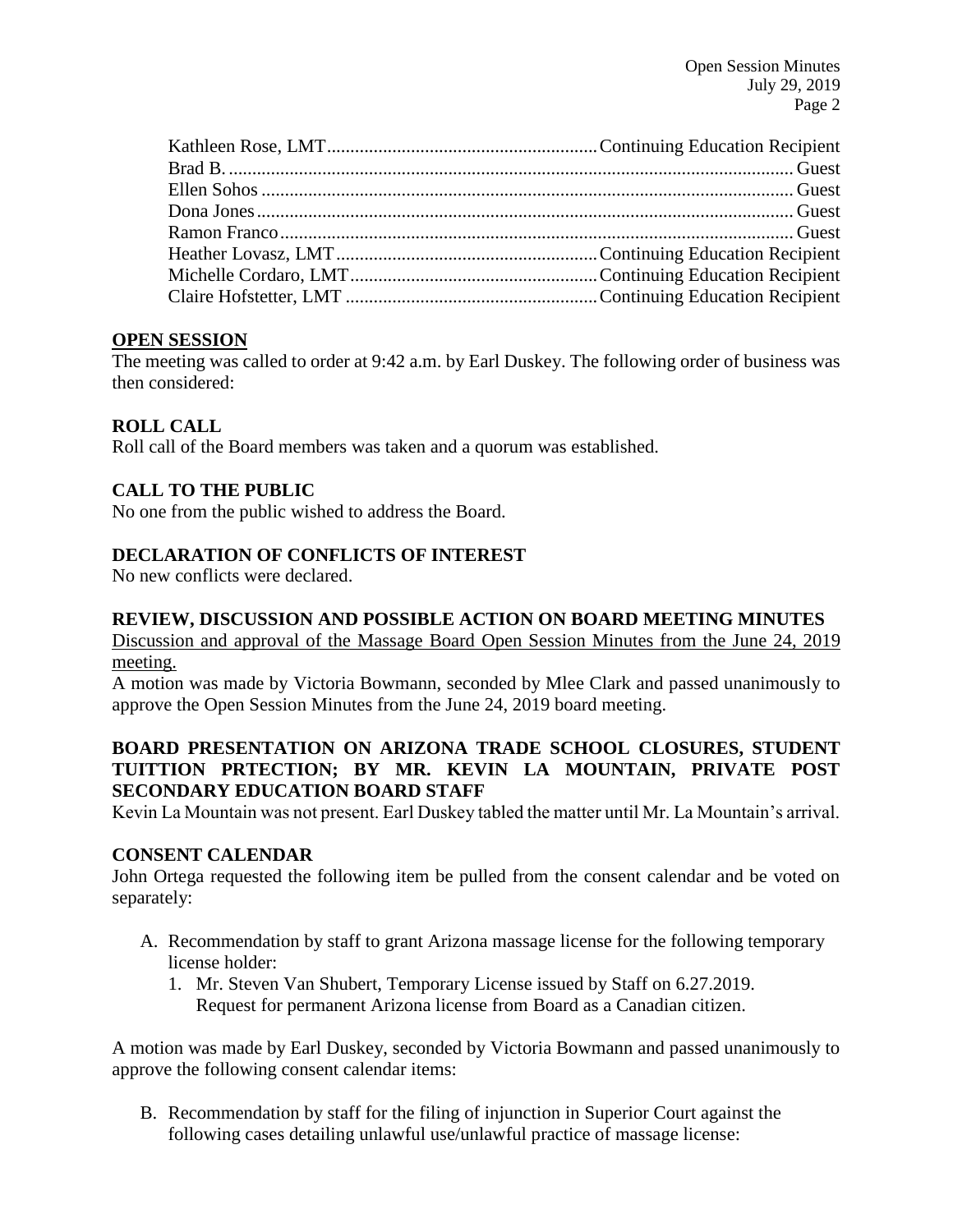Kathleen Rose, LMT........................................................Continuing Education Recipient
Brad B. ........................................................................................................Guest
Ellen Sohos ..................................................................................................Guest
Dona Jones...................................................................................................Guest
Ramon Franco...............................................................................................Guest
Heather Lovasz, LMT.......................................................Continuing Education Recipient
Michelle Cordaro, LMT.....................................................Continuing Education Recipient
Claire Hofstetter, LMT .....................................................Continuing Education Recipient

## OPEN SESSION

The meeting was called to order at 9:42 a.m. by Earl Duskey. The following order of business was then considered:

### ROLL CALL

Roll call of the Board members was taken and a quorum was established.

### CALL TO THE PUBLIC

No one from the public wished to address the Board.

### DECLARATION OF CONFLICTS OF INTEREST

No new conflicts were declared.

### REVIEW, DISCUSSION AND POSSIBLE ACTION ON BOARD MEETING MINUTES

Discussion and approval of the Massage Board Open Session Minutes from the June 24, 2019 meeting.

A motion was made by Victoria Bowmann, seconded by Mlee Clark and passed unanimously to approve the Open Session Minutes from the June 24, 2019 board meeting.

### BOARD PRESENTATION ON ARIZONA TRADE SCHOOL CLOSURES, STUDENT TUITTION PRTECTION; BY MR. KEVIN LA MOUNTAIN, PRIVATE POST SECONDARY EDUCATION BOARD STAFF

Kevin La Mountain was not present. Earl Duskey tabled the matter until Mr. La Mountain's arrival.

### CONSENT CALENDAR

John Ortega requested the following item be pulled from the consent calendar and be voted on separately:

A. Recommendation by staff to grant Arizona massage license for the following temporary license holder:
   1. Mr. Steven Van Shubert, Temporary License issued by Staff on 6.27.2019. Request for permanent Arizona license from Board as a Canadian citizen.

A motion was made by Earl Duskey, seconded by Victoria Bowmann and passed unanimously to approve the following consent calendar items:

B. Recommendation by staff for the filing of injunction in Superior Court against the following cases detailing unlawful use/unlawful practice of massage license: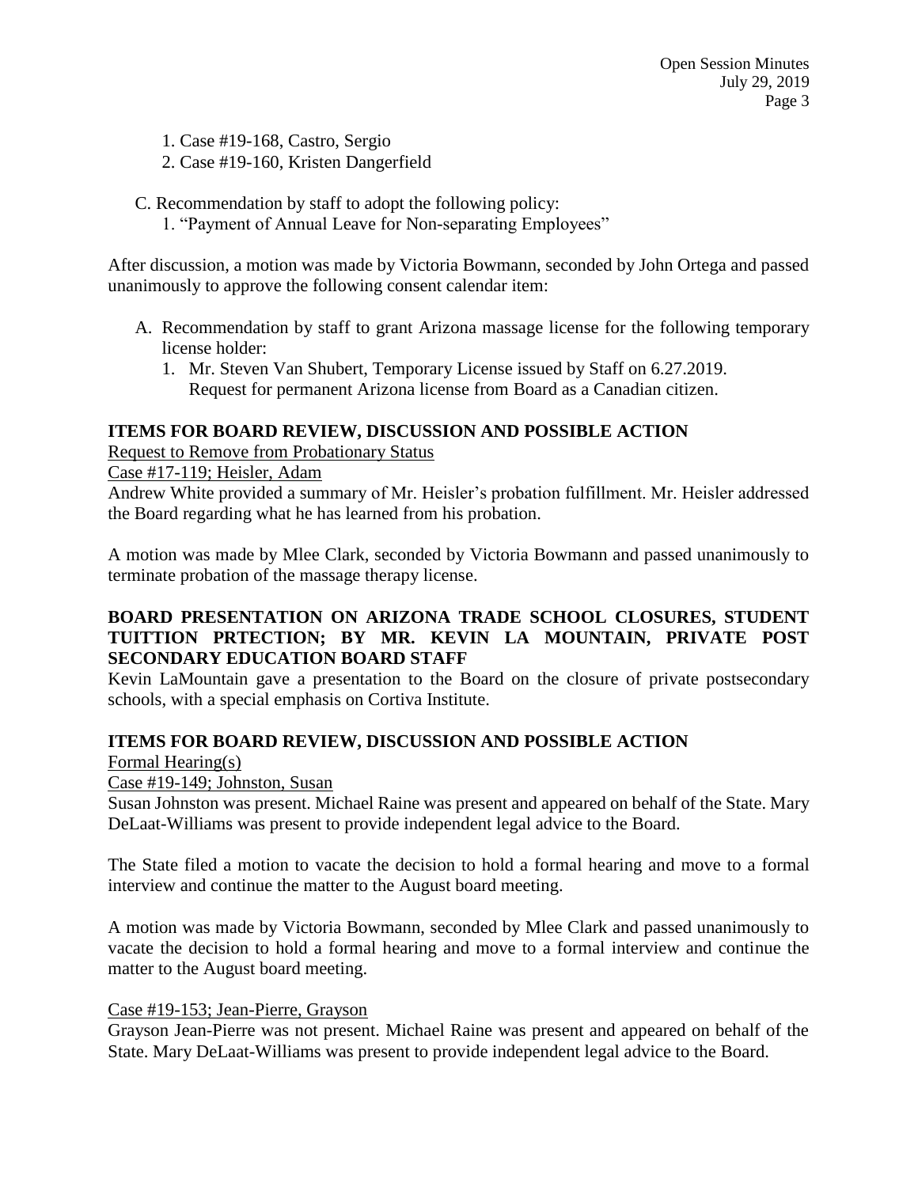1. Case #19-168, Castro, Sergio
2. Case #19-160, Kristen Dangerfield

C. Recommendation by staff to adopt the following policy:
   1. "Payment of Annual Leave for Non-separating Employees"

After discussion, a motion was made by Victoria Bowmann, seconded by John Ortega and passed unanimously to approve the following consent calendar item:

A. Recommendation by staff to grant Arizona massage license for the following temporary license holder:
   1. Mr. Steven Van Shubert, Temporary License issued by Staff on 6.27.2019. Request for permanent Arizona license from Board as a Canadian citizen.

**ITEMS FOR BOARD REVIEW, DISCUSSION AND POSSIBLE ACTION**

Request to Remove from Probationary Status

Case #17-119; Heisler, Adam

Andrew White provided a summary of Mr. Heisler's probation fulfillment. Mr. Heisler addressed the Board regarding what he has learned from his probation.

A motion was made by Mlee Clark, seconded by Victoria Bowmann and passed unanimously to terminate probation of the massage therapy license.

**BOARD PRESENTATION ON ARIZONA TRADE SCHOOL CLOSURES, STUDENT TUITTION PRTECTION; BY MR. KEVIN LA MOUNTAIN, PRIVATE POST SECONDARY EDUCATION BOARD STAFF**

Kevin LaMountain gave a presentation to the Board on the closure of private postsecondary schools, with a special emphasis on Cortiva Institute.

**ITEMS FOR BOARD REVIEW, DISCUSSION AND POSSIBLE ACTION**

Formal Hearing(s)

Case #19-149; Johnston, Susan

Susan Johnston was present. Michael Raine was present and appeared on behalf of the State. Mary DeLaat-Williams was present to provide independent legal advice to the Board.

The State filed a motion to vacate the decision to hold a formal hearing and move to a formal interview and continue the matter to the August board meeting.

A motion was made by Victoria Bowmann, seconded by Mlee Clark and passed unanimously to vacate the decision to hold a formal hearing and move to a formal interview and continue the matter to the August board meeting.

Case #19-153; Jean-Pierre, Grayson

Grayson Jean-Pierre was not present. Michael Raine was present and appeared on behalf of the State. Mary DeLaat-Williams was present to provide independent legal advice to the Board.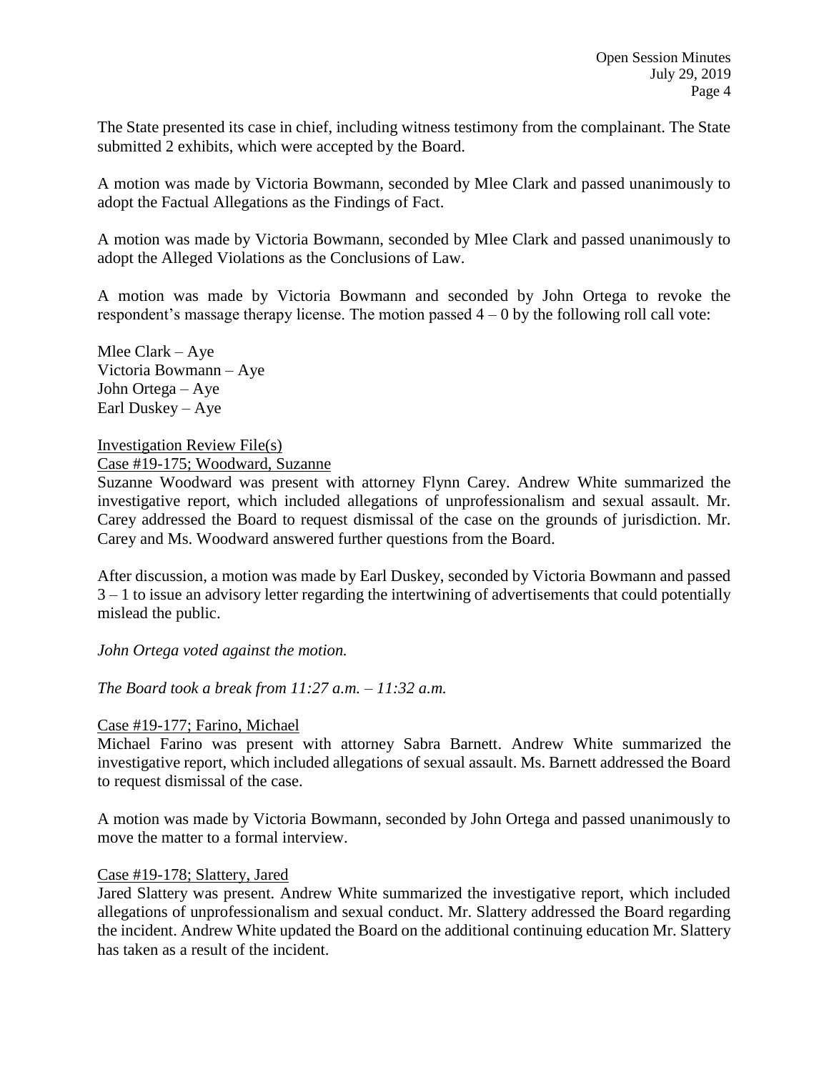The State presented its case in chief, including witness testimony from the complainant. The State submitted 2 exhibits, which were accepted by the Board.

A motion was made by Victoria Bowmann, seconded by Mlee Clark and passed unanimously to adopt the Factual Allegations as the Findings of Fact.

A motion was made by Victoria Bowmann, seconded by Mlee Clark and passed unanimously to adopt the Alleged Violations as the Conclusions of Law.

A motion was made by Victoria Bowmann and seconded by John Ortega to revoke the respondent's massage therapy license. The motion passed 4 – 0 by the following roll call vote:

Mlee Clark – Aye
Victoria Bowmann – Aye
John Ortega – Aye
Earl Duskey – Aye

Investigation Review File(s)

Case #19-175; Woodward, Suzanne

Suzanne Woodward was present with attorney Flynn Carey. Andrew White summarized the investigative report, which included allegations of unprofessionalism and sexual assault. Mr. Carey addressed the Board to request dismissal of the case on the grounds of jurisdiction. Mr. Carey and Ms. Woodward answered further questions from the Board.

After discussion, a motion was made by Earl Duskey, seconded by Victoria Bowmann and passed 3 – 1 to issue an advisory letter regarding the intertwining of advertisements that could potentially mislead the public.

*John Ortega voted against the motion.*

*The Board took a break from 11:27 a.m. – 11:32 a.m.*

Case #19-177; Farino, Michael

Michael Farino was present with attorney Sabra Barnett. Andrew White summarized the investigative report, which included allegations of sexual assault. Ms. Barnett addressed the Board to request dismissal of the case.

A motion was made by Victoria Bowmann, seconded by John Ortega and passed unanimously to move the matter to a formal interview.

Case #19-178; Slattery, Jared

Jared Slattery was present. Andrew White summarized the investigative report, which included allegations of unprofessionalism and sexual conduct. Mr. Slattery addressed the Board regarding the incident. Andrew White updated the Board on the additional continuing education Mr. Slattery has taken as a result of the incident.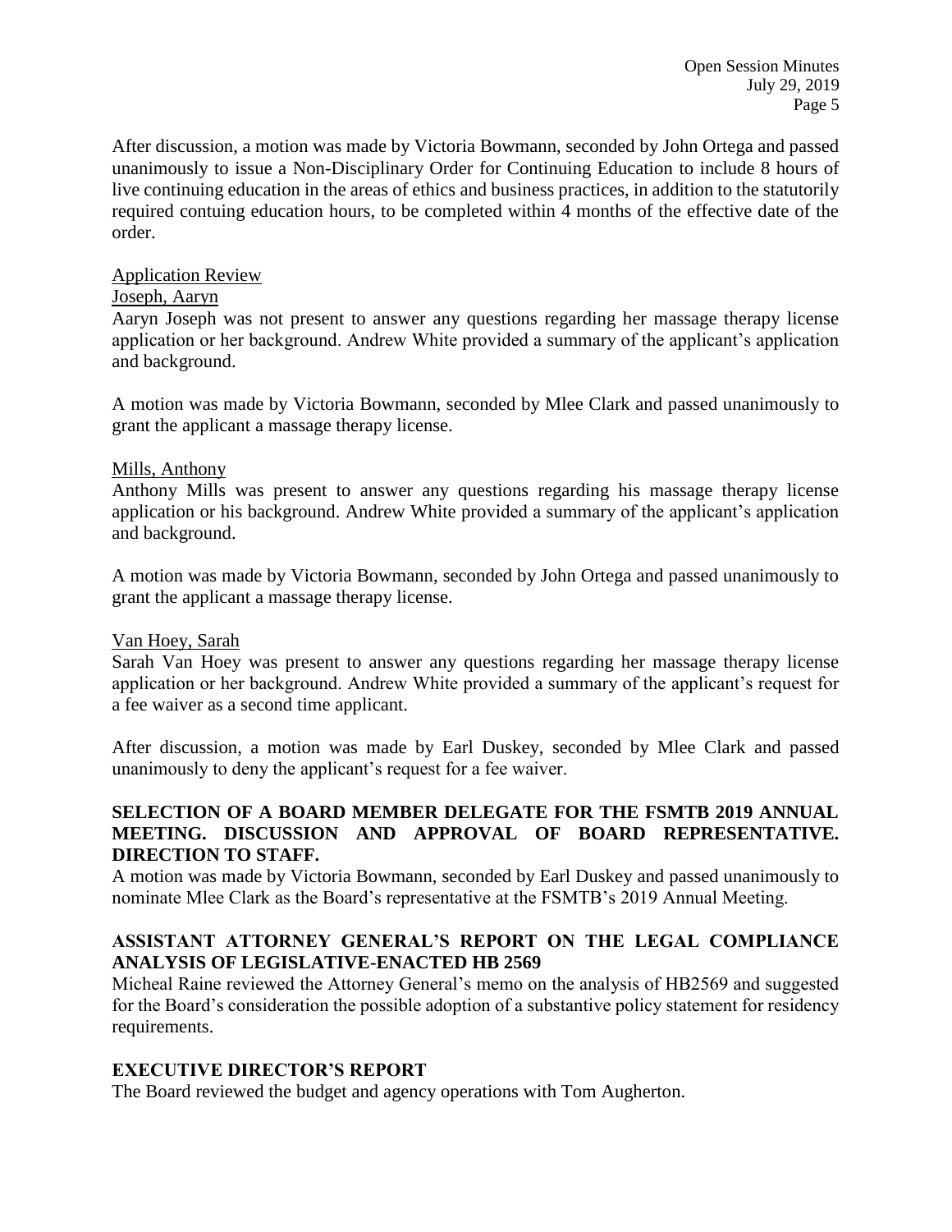After discussion, a motion was made by Victoria Bowmann, seconded by John Ortega and passed unanimously to issue a Non-Disciplinary Order for Continuing Education to include 8 hours of live continuing education in the areas of ethics and business practices, in addition to the statutorily required contuing education hours, to be completed within 4 months of the effective date of the order.

Application Review

Joseph, Aaryn

Aaryn Joseph was not present to answer any questions regarding her massage therapy license application or her background. Andrew White provided a summary of the applicant's application and background.

A motion was made by Victoria Bowmann, seconded by Mlee Clark and passed unanimously to grant the applicant a massage therapy license.

Mills, Anthony

Anthony Mills was present to answer any questions regarding his massage therapy license application or his background. Andrew White provided a summary of the applicant's application and background.

A motion was made by Victoria Bowmann, seconded by John Ortega and passed unanimously to grant the applicant a massage therapy license.

Van Hoey, Sarah

Sarah Van Hoey was present to answer any questions regarding her massage therapy license application or her background. Andrew White provided a summary of the applicant's request for a fee waiver as a second time applicant.

After discussion, a motion was made by Earl Duskey, seconded by Mlee Clark and passed unanimously to deny the applicant's request for a fee waiver.

## SELECTION OF A BOARD MEMBER DELEGATE FOR THE FSMTB 2019 ANNUAL MEETING. DISCUSSION AND APPROVAL OF BOARD REPRESENTATIVE. DIRECTION TO STAFF.

A motion was made by Victoria Bowmann, seconded by Earl Duskey and passed unanimously to nominate Mlee Clark as the Board's representative at the FSMTB's 2019 Annual Meeting.

## ASSISTANT ATTORNEY GENERAL'S REPORT ON THE LEGAL COMPLIANCE ANALYSIS OF LEGISLATIVE-ENACTED HB 2569

Micheal Raine reviewed the Attorney General's memo on the analysis of HB2569 and suggested for the Board's consideration the possible adoption of a substantive policy statement for residency requirements.

## EXECUTIVE DIRECTOR'S REPORT

The Board reviewed the budget and agency operations with Tom Augherton.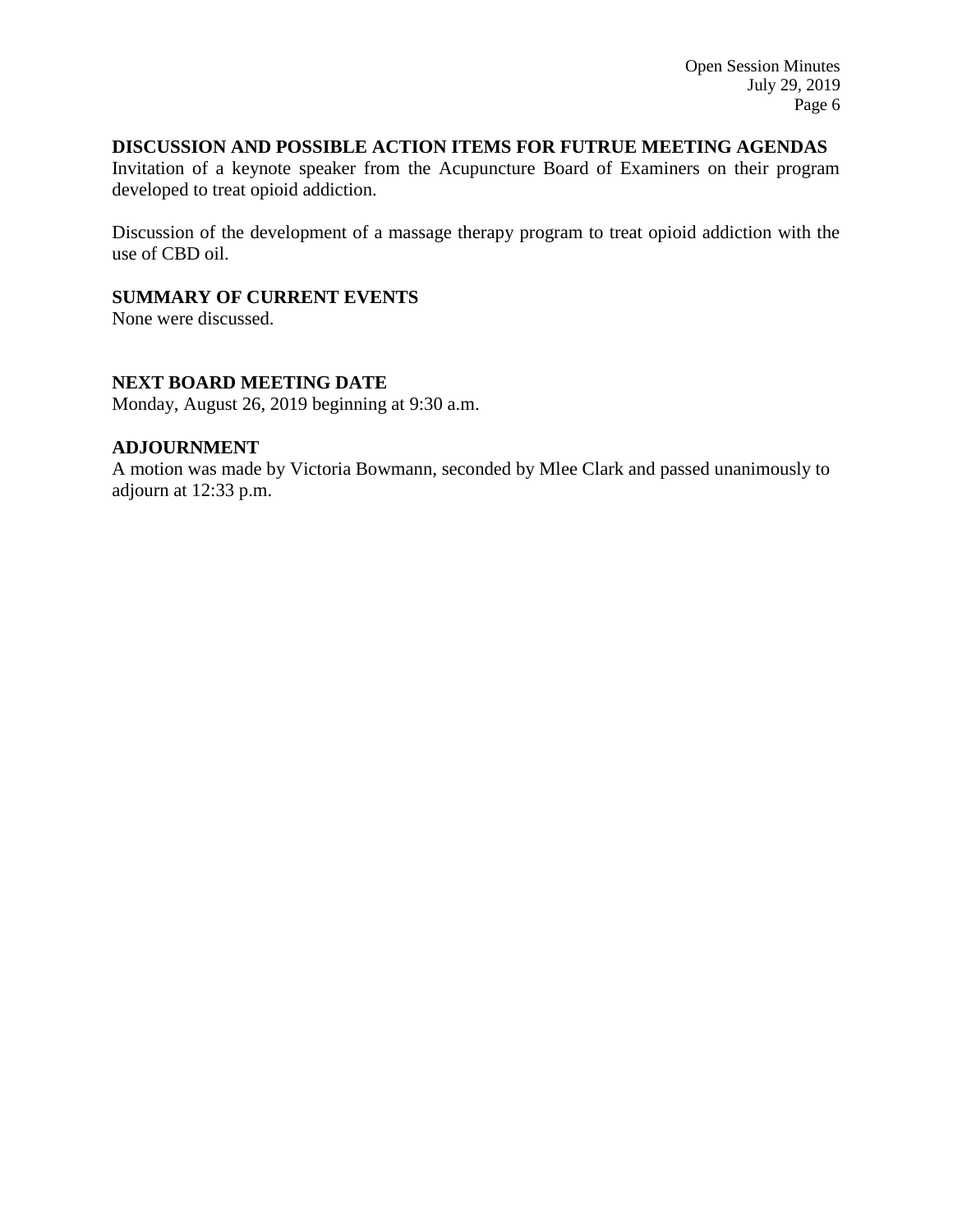**DISCUSSION AND POSSIBLE ACTION ITEMS FOR FUTRUE MEETING AGENDAS**

Invitation of a keynote speaker from the Acupuncture Board of Examiners on their program developed to treat opioid addiction.

Discussion of the development of a massage therapy program to treat opioid addiction with the use of CBD oil.

**SUMMARY OF CURRENT EVENTS**

None were discussed.

**NEXT BOARD MEETING DATE**

Monday, August 26, 2019 beginning at 9:30 a.m.

**ADJOURNMENT**

A motion was made by Victoria Bowmann, seconded by Mlee Clark and passed unanimously to adjourn at 12:33 p.m.